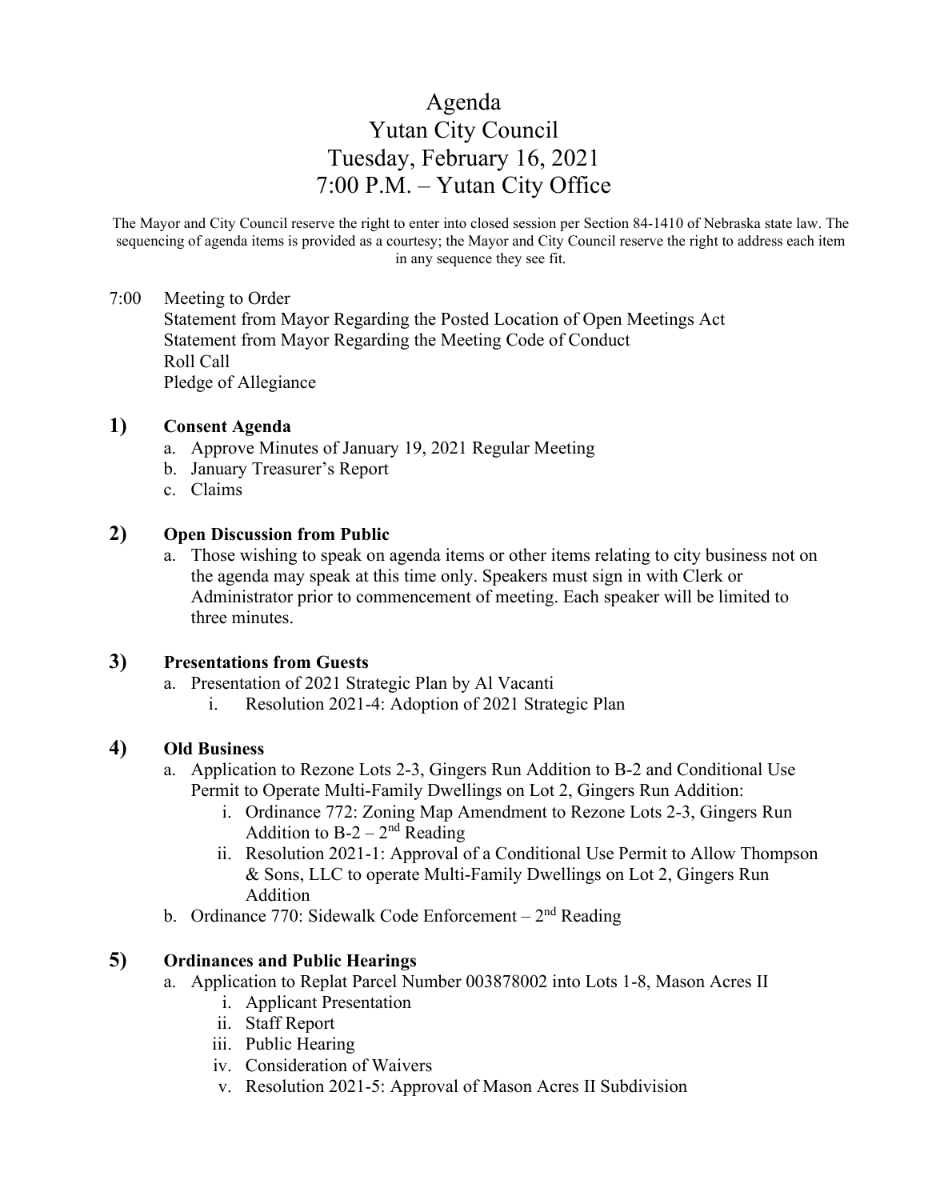# Agenda
# Yutan City Council
# Tuesday, February 16, 2021
# 7:00 P.M. – Yutan City Office

The Mayor and City Council reserve the right to enter into closed session per Section 84-1410 of Nebraska state law. The sequencing of agenda items is provided as a courtesy; the Mayor and City Council reserve the right to address each item in any sequence they see fit.

7:00 Meeting to Order
Statement from Mayor Regarding the Posted Location of Open Meetings Act
Statement from Mayor Regarding the Meeting Code of Conduct
Roll Call
Pledge of Allegiance

**1) Consent Agenda**

a. Approve Minutes of January 19, 2021 Regular Meeting
b. January Treasurer's Report
c. Claims

**2) Open Discussion from Public**

a. Those wishing to speak on agenda items or other items relating to city business not on the agenda may speak at this time only. Speakers must sign in with Clerk or Administrator prior to commencement of meeting. Each speaker will be limited to three minutes.

**3) Presentations from Guests**

a. Presentation of 2021 Strategic Plan by Al Vacanti
   i. Resolution 2021-4: Adoption of 2021 Strategic Plan

**4) Old Business**

a. Application to Rezone Lots 2-3, Gingers Run Addition to B-2 and Conditional Use Permit to Operate Multi-Family Dwellings on Lot 2, Gingers Run Addition:
   i. Ordinance 772: Zoning Map Amendment to Rezone Lots 2-3, Gingers Run Addition to B-2 – 2nd Reading
   ii. Resolution 2021-1: Approval of a Conditional Use Permit to Allow Thompson & Sons, LLC to operate Multi-Family Dwellings on Lot 2, Gingers Run Addition
b. Ordinance 770: Sidewalk Code Enforcement – 2nd Reading

**5) Ordinances and Public Hearings**

a. Application to Replat Parcel Number 003878002 into Lots 1-8, Mason Acres II
   i. Applicant Presentation
   ii. Staff Report
   iii. Public Hearing
   iv. Consideration of Waivers
   v. Resolution 2021-5: Approval of Mason Acres II Subdivision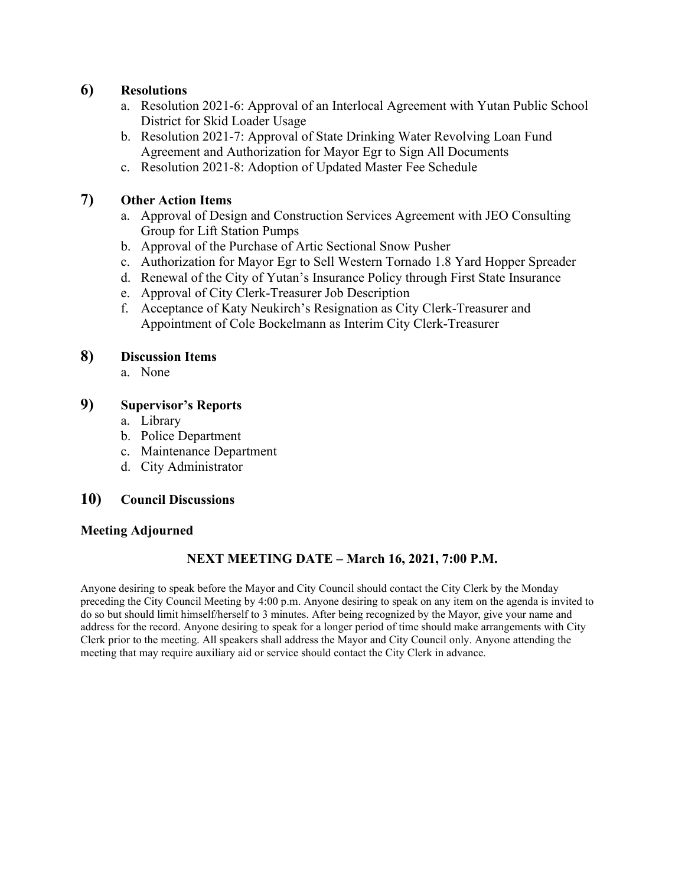## 6) Resolutions

a. Resolution 2021-6: Approval of an Interlocal Agreement with Yutan Public School District for Skid Loader Usage
b. Resolution 2021-7: Approval of State Drinking Water Revolving Loan Fund Agreement and Authorization for Mayor Egr to Sign All Documents
c. Resolution 2021-8: Adoption of Updated Master Fee Schedule

## 7) Other Action Items

a. Approval of Design and Construction Services Agreement with JEO Consulting Group for Lift Station Pumps
b. Approval of the Purchase of Artic Sectional Snow Pusher
c. Authorization for Mayor Egr to Sell Western Tornado 1.8 Yard Hopper Spreader
d. Renewal of the City of Yutan's Insurance Policy through First State Insurance
e. Approval of City Clerk-Treasurer Job Description
f. Acceptance of Katy Neukirch's Resignation as City Clerk-Treasurer and Appointment of Cole Bockelmann as Interim City Clerk-Treasurer

## 8) Discussion Items

a. None

## 9) Supervisor's Reports

a. Library
b. Police Department
c. Maintenance Department
d. City Administrator

## 10) Council Discussions

**Meeting Adjourned**

**NEXT MEETING DATE – March 16, 2021, 7:00 P.M.**

Anyone desiring to speak before the Mayor and City Council should contact the City Clerk by the Monday preceding the City Council Meeting by 4:00 p.m. Anyone desiring to speak on any item on the agenda is invited to do so but should limit himself/herself to 3 minutes. After being recognized by the Mayor, give your name and address for the record. Anyone desiring to speak for a longer period of time should make arrangements with City Clerk prior to the meeting. All speakers shall address the Mayor and City Council only. Anyone attending the meeting that may require auxiliary aid or service should contact the City Clerk in advance.